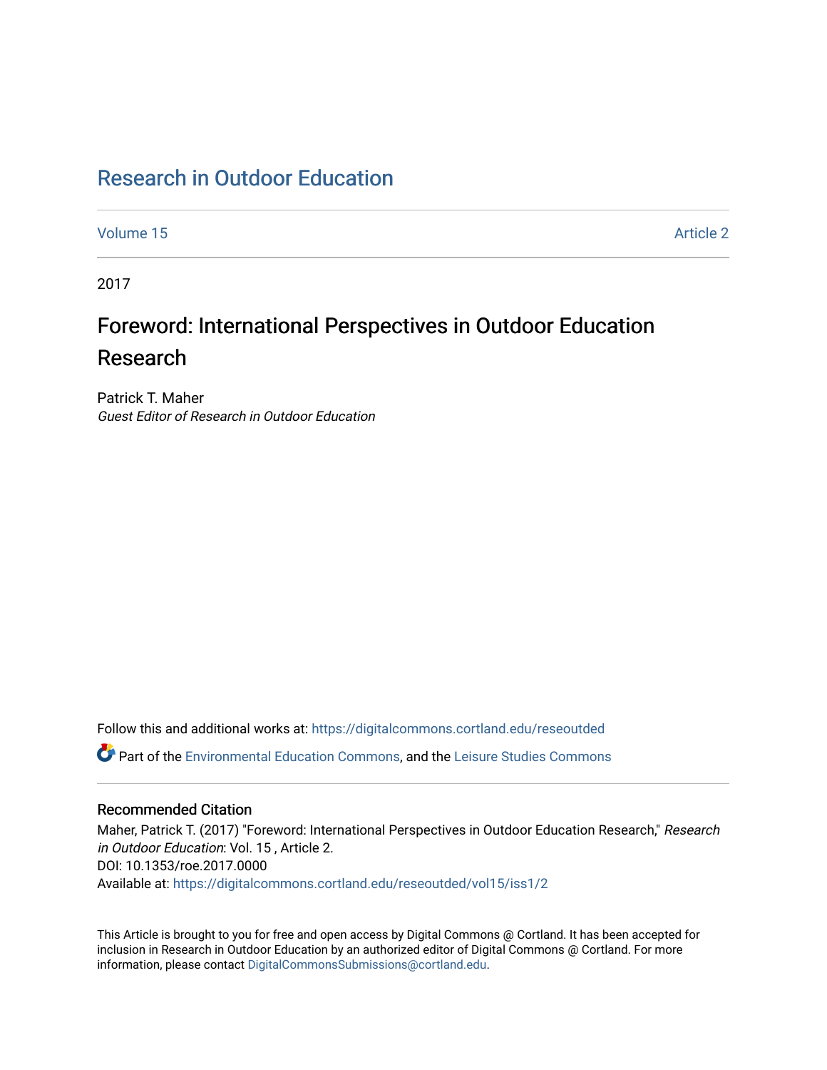# Research in Outdoor Education

Volume 15 Article 2

2017

## Foreword: International Perspectives in Outdoor Education Research

Patrick T. Maher
*Guest Editor of Research in Outdoor Education*

Follow this and additional works at: https://digitalcommons.cortland.edu/reseoutded

Part of the Environmental Education Commons, and the Leisure Studies Commons

### Recommended Citation

Maher, Patrick T. (2017) "Foreword: International Perspectives in Outdoor Education Research," *Research in Outdoor Education*: Vol. 15 , Article 2.
DOI: 10.1353/roe.2017.0000
Available at: https://digitalcommons.cortland.edu/reseoutded/vol15/iss1/2

This Article is brought to you for free and open access by Digital Commons @ Cortland. It has been accepted for inclusion in Research in Outdoor Education by an authorized editor of Digital Commons @ Cortland. For more information, please contact DigitalCommonsSubmissions@cortland.edu.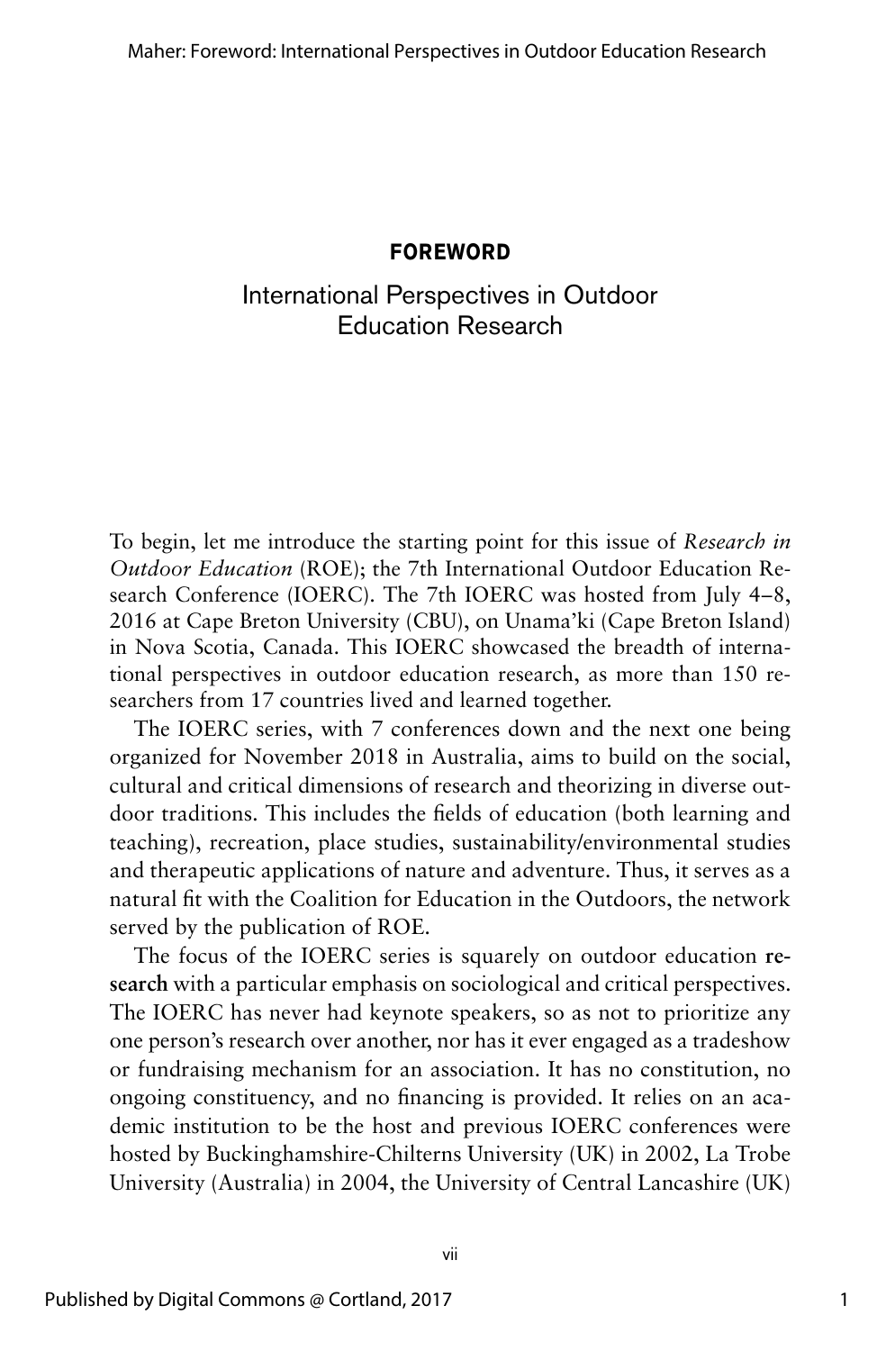# FOREWORD

## International Perspectives in Outdoor Education Research

To begin, let me introduce the starting point for this issue of *Research in Outdoor Education* (ROE); the 7th International Outdoor Education Research Conference (IOERC). The 7th IOERC was hosted from July 4–8, 2016 at Cape Breton University (CBU), on Unama'ki (Cape Breton Island) in Nova Scotia, Canada. This IOERC showcased the breadth of international perspectives in outdoor education research, as more than 150 researchers from 17 countries lived and learned together.

The IOERC series, with 7 conferences down and the next one being organized for November 2018 in Australia, aims to build on the social, cultural and critical dimensions of research and theorizing in diverse outdoor traditions. This includes the fields of education (both learning and teaching), recreation, place studies, sustainability/environmental studies and therapeutic applications of nature and adventure. Thus, it serves as a natural fit with the Coalition for Education in the Outdoors, the network served by the publication of ROE.

The focus of the IOERC series is squarely on outdoor education **research** with a particular emphasis on sociological and critical perspectives. The IOERC has never had keynote speakers, so as not to prioritize any one person's research over another, nor has it ever engaged as a tradeshow or fundraising mechanism for an association. It has no constitution, no ongoing constituency, and no financing is provided. It relies on an academic institution to be the host and previous IOERC conferences were hosted by Buckinghamshire-Chilterns University (UK) in 2002, La Trobe University (Australia) in 2004, the University of Central Lancashire (UK)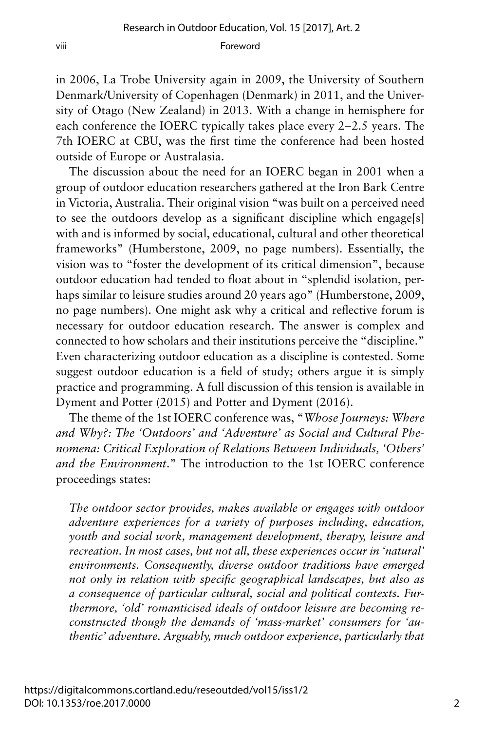in 2006, La Trobe University again in 2009, the University of Southern Denmark/University of Copenhagen (Denmark) in 2011, and the University of Otago (New Zealand) in 2013. With a change in hemisphere for each conference the IOERC typically takes place every 2–2.5 years. The 7th IOERC at CBU, was the first time the conference had been hosted outside of Europe or Australasia.

The discussion about the need for an IOERC began in 2001 when a group of outdoor education researchers gathered at the Iron Bark Centre in Victoria, Australia. Their original vision "was built on a perceived need to see the outdoors develop as a significant discipline which engage[s] with and is informed by social, educational, cultural and other theoretical frameworks" (Humberstone, 2009, no page numbers). Essentially, the vision was to "foster the development of its critical dimension", because outdoor education had tended to float about in "splendid isolation, perhaps similar to leisure studies around 20 years ago" (Humberstone, 2009, no page numbers). One might ask why a critical and reflective forum is necessary for outdoor education research. The answer is complex and connected to how scholars and their institutions perceive the "discipline." Even characterizing outdoor education as a discipline is contested. Some suggest outdoor education is a field of study; others argue it is simply practice and programming. A full discussion of this tension is available in Dyment and Potter (2015) and Potter and Dyment (2016).

The theme of the 1st IOERC conference was, "*Whose Journeys: Where and Why?: The 'Outdoors' and 'Adventure' as Social and Cultural Phenomena: Critical Exploration of Relations Between Individuals, 'Others' and the Environment*." The introduction to the 1st IOERC conference proceedings states:

*The outdoor sector provides, makes available or engages with outdoor adventure experiences for a variety of purposes including, education, youth and social work, management development, therapy, leisure and recreation. In most cases, but not all, these experiences occur in 'natural' environments. Consequently, diverse outdoor traditions have emerged not only in relation with specific geographical landscapes, but also as a consequence of particular cultural, social and political contexts. Furthermore, 'old' romanticised ideals of outdoor leisure are becoming reconstructed though the demands of 'mass-market' consumers for 'authentic' adventure. Arguably, much outdoor experience, particularly that*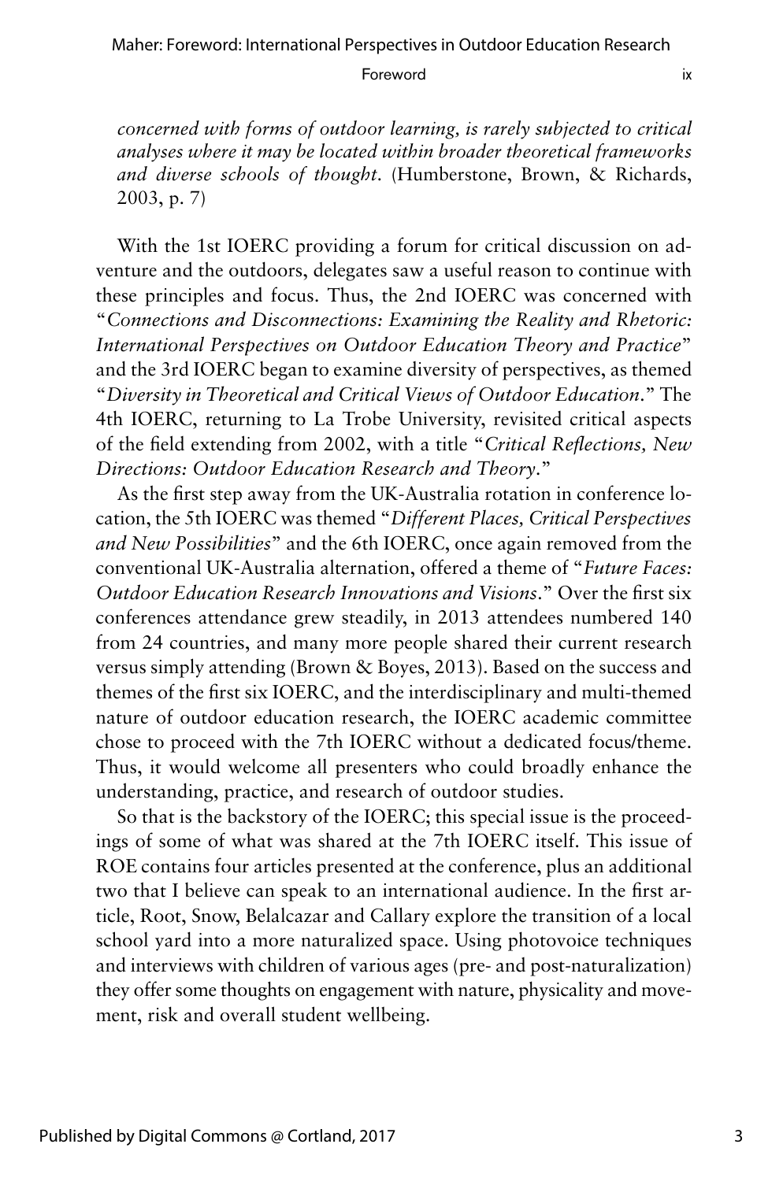*concerned with forms of outdoor learning, is rarely subjected to critical analyses where it may be located within broader theoretical frameworks and diverse schools of thought.* (Humberstone, Brown, & Richards, 2003, p. 7)

With the 1st IOERC providing a forum for critical discussion on adventure and the outdoors, delegates saw a useful reason to continue with these principles and focus. Thus, the 2nd IOERC was concerned with "*Connections and Disconnections: Examining the Reality and Rhetoric: International Perspectives on Outdoor Education Theory and Practice*" and the 3rd IOERC began to examine diversity of perspectives, as themed "*Diversity in Theoretical and Critical Views of Outdoor Education.*" The 4th IOERC, returning to La Trobe University, revisited critical aspects of the field extending from 2002, with a title "*Critical Reflections, New Directions: Outdoor Education Research and Theory.*"

As the first step away from the UK-Australia rotation in conference location, the 5th IOERC was themed "*Different Places, Critical Perspectives and New Possibilities*" and the 6th IOERC, once again removed from the conventional UK-Australia alternation, offered a theme of "*Future Faces: Outdoor Education Research Innovations and Visions.*" Over the first six conferences attendance grew steadily, in 2013 attendees numbered 140 from 24 countries, and many more people shared their current research versus simply attending (Brown & Boyes, 2013). Based on the success and themes of the first six IOERC, and the interdisciplinary and multi-themed nature of outdoor education research, the IOERC academic committee chose to proceed with the 7th IOERC without a dedicated focus/theme. Thus, it would welcome all presenters who could broadly enhance the understanding, practice, and research of outdoor studies.

So that is the backstory of the IOERC; this special issue is the proceedings of some of what was shared at the 7th IOERC itself. This issue of ROE contains four articles presented at the conference, plus an additional two that I believe can speak to an international audience. In the first article, Root, Snow, Belalcazar and Callary explore the transition of a local school yard into a more naturalized space. Using photovoice techniques and interviews with children of various ages (pre- and post-naturalization) they offer some thoughts on engagement with nature, physicality and movement, risk and overall student wellbeing.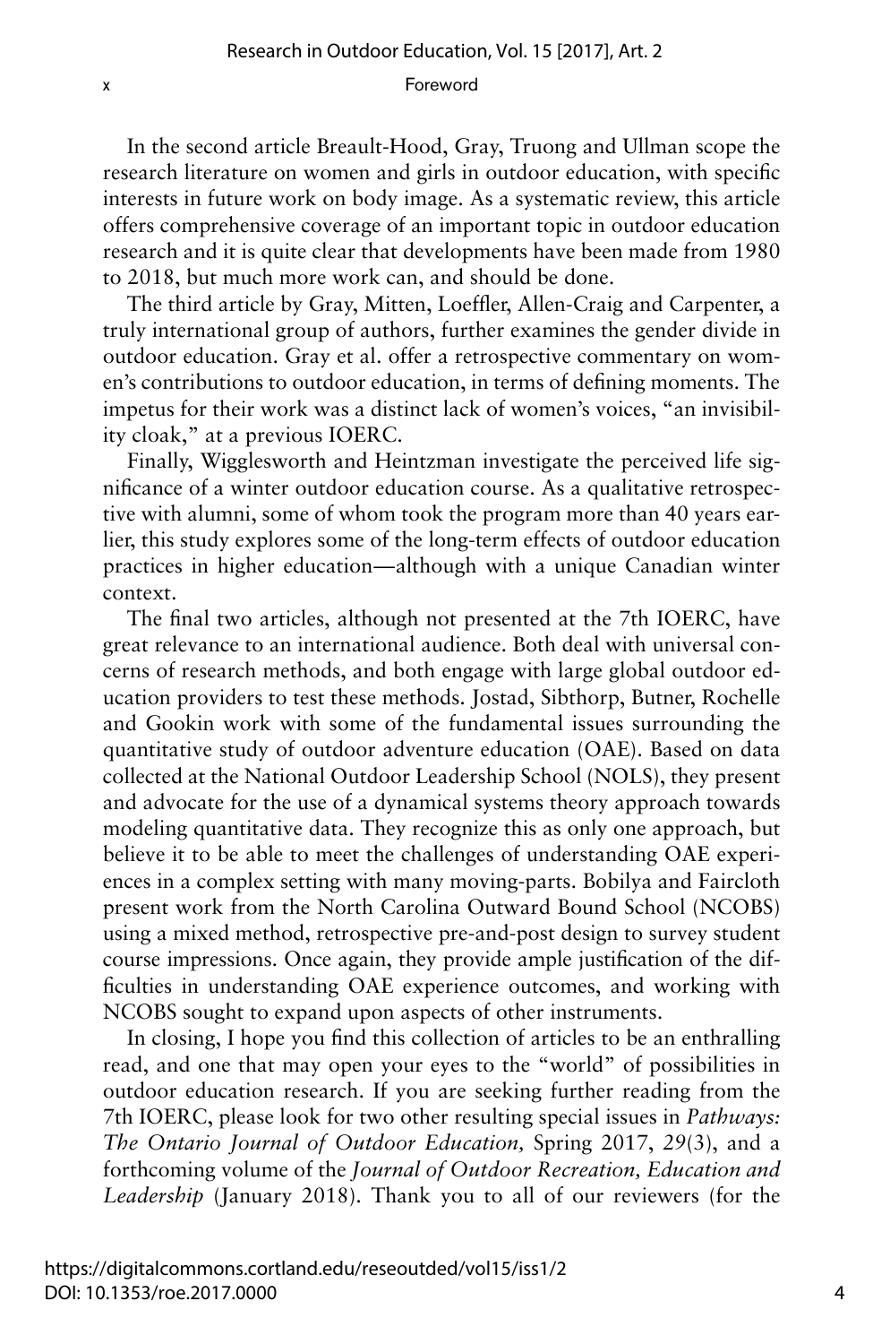In the second article Breault-Hood, Gray, Truong and Ullman scope the research literature on women and girls in outdoor education, with specific interests in future work on body image. As a systematic review, this article offers comprehensive coverage of an important topic in outdoor education research and it is quite clear that developments have been made from 1980 to 2018, but much more work can, and should be done.

The third article by Gray, Mitten, Loeffler, Allen-Craig and Carpenter, a truly international group of authors, further examines the gender divide in outdoor education. Gray et al. offer a retrospective commentary on women's contributions to outdoor education, in terms of defining moments. The impetus for their work was a distinct lack of women's voices, "an invisibility cloak," at a previous IOERC.

Finally, Wigglesworth and Heintzman investigate the perceived life significance of a winter outdoor education course. As a qualitative retrospective with alumni, some of whom took the program more than 40 years earlier, this study explores some of the long-term effects of outdoor education practices in higher education—although with a unique Canadian winter context.

The final two articles, although not presented at the 7th IOERC, have great relevance to an international audience. Both deal with universal concerns of research methods, and both engage with large global outdoor education providers to test these methods. Jostad, Sibthorp, Butner, Rochelle and Gookin work with some of the fundamental issues surrounding the quantitative study of outdoor adventure education (OAE). Based on data collected at the National Outdoor Leadership School (NOLS), they present and advocate for the use of a dynamical systems theory approach towards modeling quantitative data. They recognize this as only one approach, but believe it to be able to meet the challenges of understanding OAE experiences in a complex setting with many moving-parts. Bobilya and Faircloth present work from the North Carolina Outward Bound School (NCOBS) using a mixed method, retrospective pre-and-post design to survey student course impressions. Once again, they provide ample justification of the difficulties in understanding OAE experience outcomes, and working with NCOBS sought to expand upon aspects of other instruments.

In closing, I hope you find this collection of articles to be an enthralling read, and one that may open your eyes to the "world" of possibilities in outdoor education research. If you are seeking further reading from the 7th IOERC, please look for two other resulting special issues in *Pathways: The Ontario Journal of Outdoor Education,* Spring 2017, *29*(3), and a forthcoming volume of the *Journal of Outdoor Recreation, Education and Leadership* (January 2018). Thank you to all of our reviewers (for the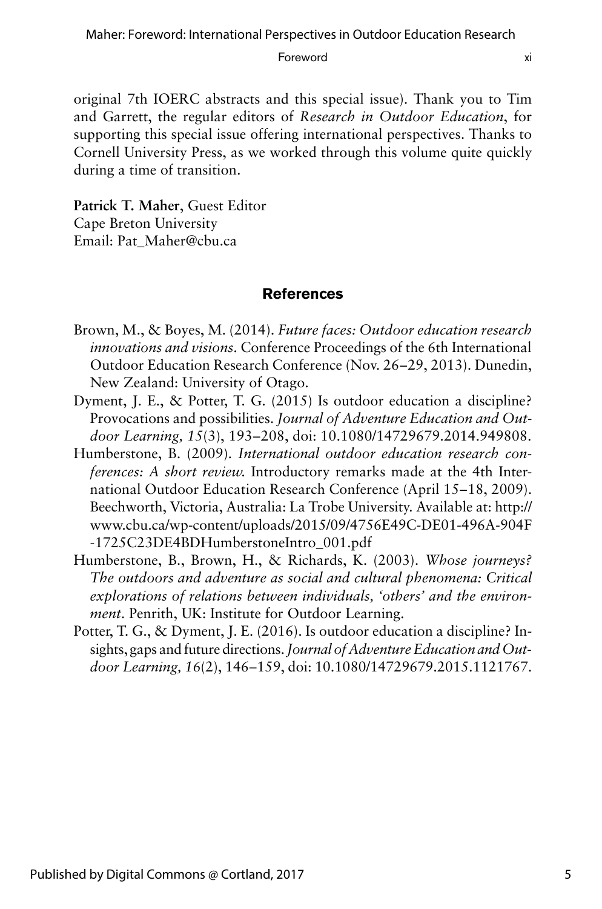original 7th IOERC abstracts and this special issue). Thank you to Tim and Garrett, the regular editors of *Research in Outdoor Education*, for supporting this special issue offering international perspectives. Thanks to Cornell University Press, as we worked through this volume quite quickly during a time of transition.

**Patrick T. Maher**, Guest Editor
Cape Breton University
Email: Pat_Maher@cbu.ca

## References

Brown, M., & Boyes, M. (2014). *Future faces: Outdoor education research innovations and visions*. Conference Proceedings of the 6th International Outdoor Education Research Conference (Nov. 26–29, 2013). Dunedin, New Zealand: University of Otago.

Dyment, J. E., & Potter, T. G. (2015) Is outdoor education a discipline? Provocations and possibilities. *Journal of Adventure Education and Outdoor Learning, 15*(3), 193–208, doi: 10.1080/14729679.2014.949808.

Humberstone, B. (2009). *International outdoor education research conferences: A short review.* Introductory remarks made at the 4th International Outdoor Education Research Conference (April 15–18, 2009). Beechworth, Victoria, Australia: La Trobe University. Available at: http://www.cbu.ca/wp-content/uploads/2015/09/4756E49C-DE01-496A-904F-1725C23DE4BDHumberstoneIntro_001.pdf

Humberstone, B., Brown, H., & Richards, K. (2003). *Whose journeys? The outdoors and adventure as social and cultural phenomena: Critical explorations of relations between individuals, 'others' and the environment*. Penrith, UK: Institute for Outdoor Learning.

Potter, T. G., & Dyment, J. E. (2016). Is outdoor education a discipline? Insights, gaps and future directions. *Journal of Adventure Education and Outdoor Learning, 16*(2), 146–159, doi: 10.1080/14729679.2015.1121767.